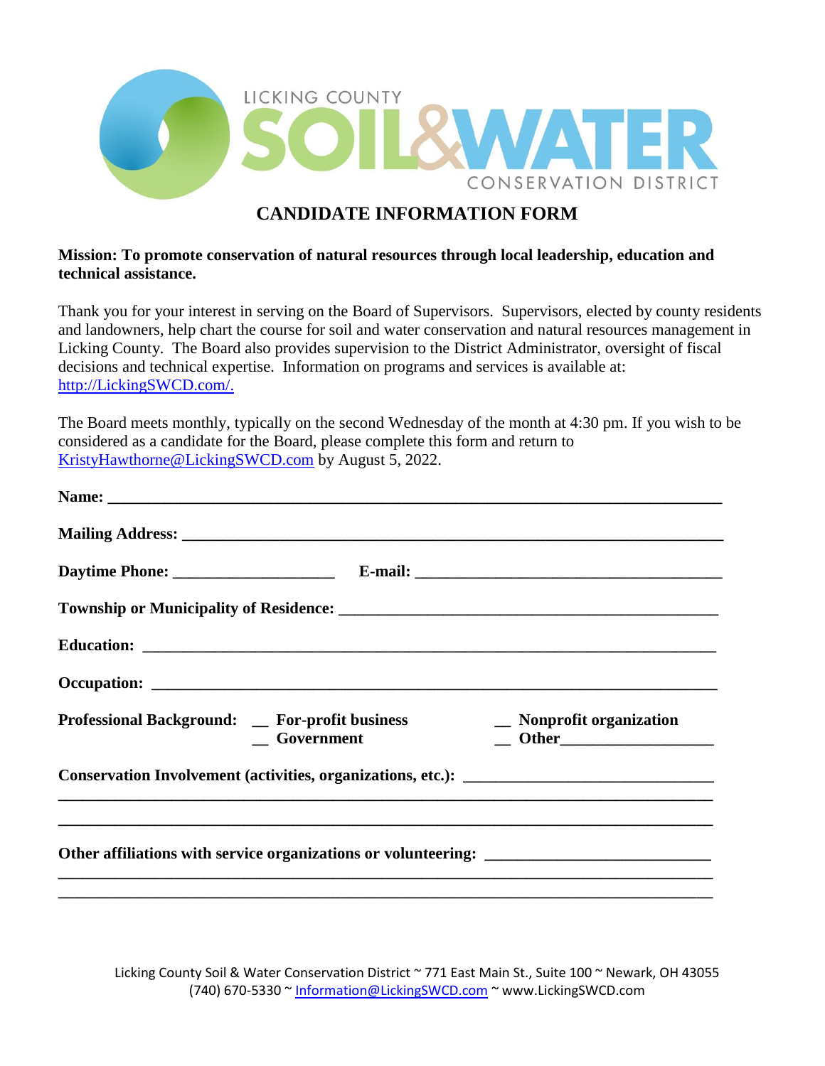LICKING COUNTY SOIL & WATER CONSERVATION DISTRICT

# CANDIDATE INFORMATION FORM

**Mission: To promote conservation of natural resources through local leadership, education and technical assistance.**

Thank you for your interest in serving on the Board of Supervisors. Supervisors, elected by county residents and landowners, help chart the course for soil and water conservation and natural resources management in Licking County. The Board also provides supervision to the District Administrator, oversight of fiscal decisions and technical expertise. Information on programs and services is available at: http://LickingSWCD.com/.

The Board meets monthly, typically on the second Wednesday of the month at 4:30 pm. If you wish to be considered as a candidate for the Board, please complete this form and return to KristyHawthorne@LickingSWCD.com by August 5, 2022.

**Name:** ______________________________________________

**Mailing Address:** ______________________________________________

**Daytime Phone:** ____________________ **E-mail:** ______________________________

**Township or Municipality of Residence:** ______________________________

**Education:** ______________________________________________

**Occupation:** ______________________________________________

**Professional Background:**
- __ **For-profit business**
- __ **Nonprofit organization**
- __ **Government**
- __ **Other**__________________

**Conservation Involvement (activities, organizations, etc.):** ______________________________

______________________________________________

______________________________________________

**Other affiliations with service organizations or volunteering:** ______________________________

______________________________________________

______________________________________________

Licking County Soil & Water Conservation District ~ 771 East Main St., Suite 100 ~ Newark, OH 43055
(740) 670-5330 ~ Information@LickingSWCD.com ~ www.LickingSWCD.com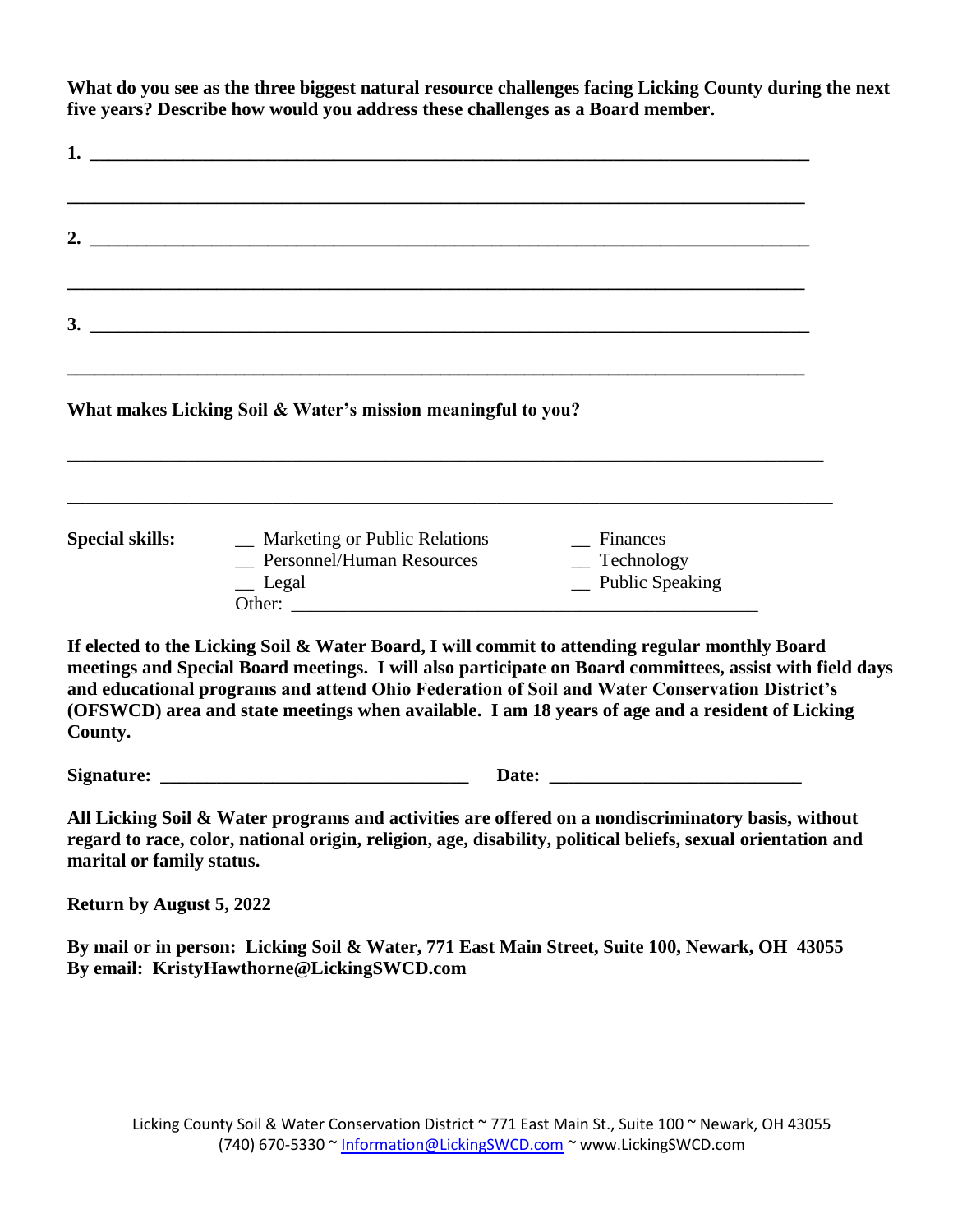**What do you see as the three biggest natural resource challenges facing Licking County during the next five years? Describe how would you address these challenges as a Board member.**

**1.** ________________________________________________________________________

________________________________________________________________________

**2.** ________________________________________________________________________

________________________________________________________________________

**3.** ________________________________________________________________________

________________________________________________________________________

**What makes Licking Soil & Water's mission meaningful to you?**

________________________________________________________________________

________________________________________________________________________

**Special skills:**

__ Marketing or Public Relations
__ Personnel/Human Resources
__ Legal
__ Finances
__ Technology
__ Public Speaking
Other: ______________________________________________

**If elected to the Licking Soil & Water Board, I will commit to attending regular monthly Board meetings and Special Board meetings. I will also participate on Board committees, assist with field days and educational programs and attend Ohio Federation of Soil and Water Conservation District's (OFSWCD) area and state meetings when available. I am 18 years of age and a resident of Licking County.**

**Signature:** ______________________________ **Date:** ________________________

**All Licking Soil & Water programs and activities are offered on a nondiscriminatory basis, without regard to race, color, national origin, religion, age, disability, political beliefs, sexual orientation and marital or family status.**

**Return by August 5, 2022**

**By mail or in person: Licking Soil & Water, 771 East Main Street, Suite 100, Newark, OH 43055**
**By email: KristyHawthorne@LickingSWCD.com**

Licking County Soil & Water Conservation District ~ 771 East Main St., Suite 100 ~ Newark, OH 43055
(740) 670-5330 ~ Information@LickingSWCD.com ~ www.LickingSWCD.com